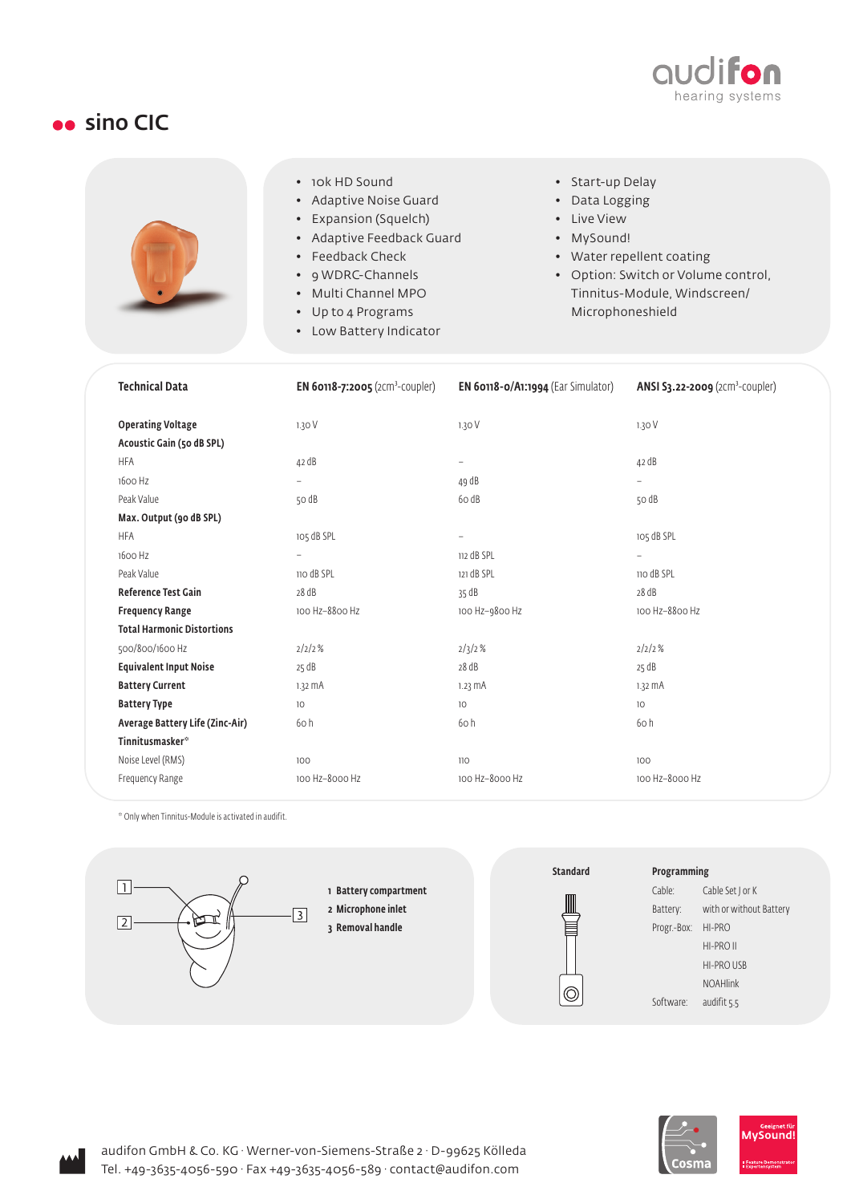# sino CIC

- 10k HD Sound
- Adaptive Noise Guard
- Expansion (Squelch)
- Adaptive Feedback Guard
- Feedback Check
- 9 WDRC-Channels
- Multi Channel MPO
- Up to 4 Programs
- Low Battery Indicator
- Start-up Delay
- Data Logging
- Live View
- MySound!
- Water repellent coating
- Option: Switch or Volume control, Tinnitus-Module, Windscreen/ Microphoneshield

| Technical Data | **EN 60118-7:2005** ($2cm^3$-coupler) | **EN 60118-0/A1:1994** (Ear Simulator) | **ANSI S3.22-2009** ($2cm^3$-coupler) |
|---|---|---|---|
| **Operating Voltage** | 1.30 V | 1.30 V | 1.30 V |
| **Acoustic Gain (50 dB SPL)** | | | |
| HFA | 42 dB | – | 42 dB |
| 1600 Hz | – | 49 dB | – |
| Peak Value | 50 dB | 60 dB | 50 dB |
| **Max. Output (90 dB SPL)** | | | |
| HFA | 105 dB SPL | – | 105 dB SPL |
| 1600 Hz | – | 112 dB SPL | – |
| Peak Value | 110 dB SPL | 121 dB SPL | 110 dB SPL |
| **Reference Test Gain** | 28 dB | 35 dB | 28 dB |
| **Frequency Range** | 100 Hz–8800 Hz | 100 Hz–9800 Hz | 100 Hz–8800 Hz |
| **Total Harmonic Distortions** | | | |
| 500/800/1600 Hz | 2/2/2 % | 2/3/2 % | 2/2/2 % |
| **Equivalent Input Noise** | 25 dB | 28 dB | 25 dB |
| **Battery Current** | 1.32 mA | 1.23 mA | 1.32 mA |
| **Battery Type** | 10 | 10 | 10 |
| **Average Battery Life (Zinc-Air)** | 60 h | 60 h | 60 h |
| **Tinnitusmasker*** | | | |
| Noise Level (RMS) | 100 | 110 | 100 |
| Frequency Range | 100 Hz–8000 Hz | 100 Hz–8000 Hz | 100 Hz–8000 Hz |

* Only when Tinnitus-Module is activated in audifit.

1 **Battery compartment**
2 **Microphone inlet**
3 **Removal handle**

**Standard**

**Programming**

| | |
|---|---|
| Cable: | Cable Set J or K |
| Battery: | with or without Battery |
| Progr.-Box: | HI-PRO |
| | HI-PRO II |
| | HI-PRO USB |
| | NOAHlink |
| Software: | audifit 5.5 |

audifon GmbH & Co. KG · Werner-von-Siemens-Straße 2 · D-99625 Kölleda
Tel. +49-3635-4056-590 · Fax +49-3635-4056-589 · contact@audifon.com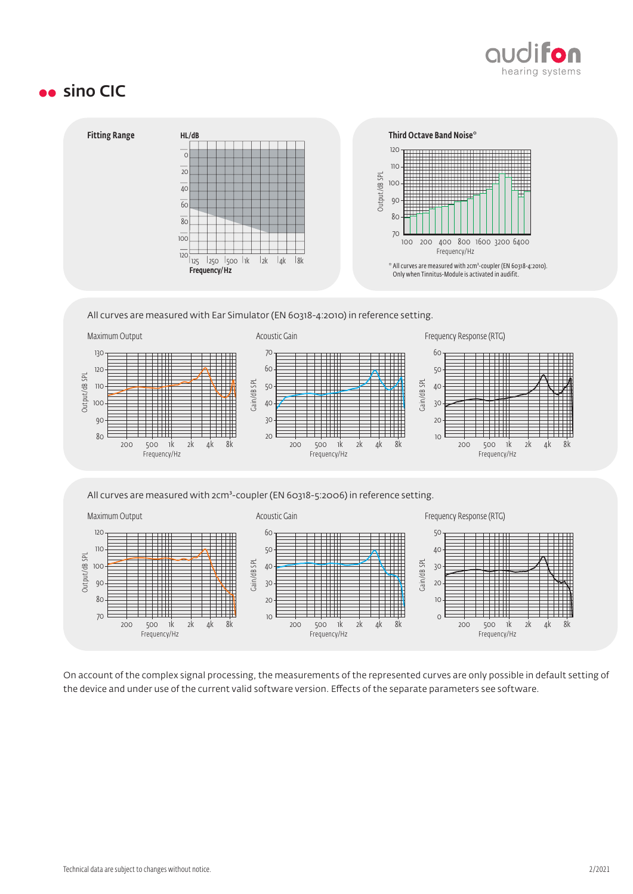audifon
hearing systems

# sino CIC

**Fitting Range**

HL/dB

0
20
40
60
80
100
120

125 250 500 1k 2k 4k 8k

**Frequency/Hz**

**Third Octave Band Noise***

120
110
100
90
80
70

Output/dB SPL

100 200 400 800 1600 3200 6400

Frequency/Hz

* All curves are measured with 2cm³-coupler (EN 60318-4:2010).
Only when Tinnitus-Module is activated in audifit.

All curves are measured with Ear Simulator (EN 60318-4:2010) in reference setting.

Maximum Output

Output/dB SPL

130
120
110
100
90
80

200 500 1k 2k 4k 8k

Frequency/Hz

Acoustic Gain

Gain/dB SPL

70
60
50
40
30
20

200 500 1k 2k 4k 8k

Frequency/Hz

Frequency Response (RTG)

Gain/dB SPL

60
50
40
30
20
10

200 500 1k 2k 4k 8k

Frequency/Hz

All curves are measured with 2cm³-coupler (EN 60318-5:2006) in reference setting.

Maximum Output

Output/dB SPL

120
110
100
90
80
70

200 500 1k 2k 4k 8k

Frequency/Hz

Acoustic Gain

Gain/dB SPL

60
50
40
30
20
10

200 500 1k 2k 4k 8k

Frequency/Hz

Frequency Response (RTG)

Gain/dB SPL

50
40
30
20
10
0

200 500 1k 2k 4k 8k

Frequency/Hz

On account of the complex signal processing, the measurements of the represented curves are only possible in default setting of the device and under use of the current valid software version. Effects of the separate parameters see software.

Technical data are subject to changes without notice.

2/2021